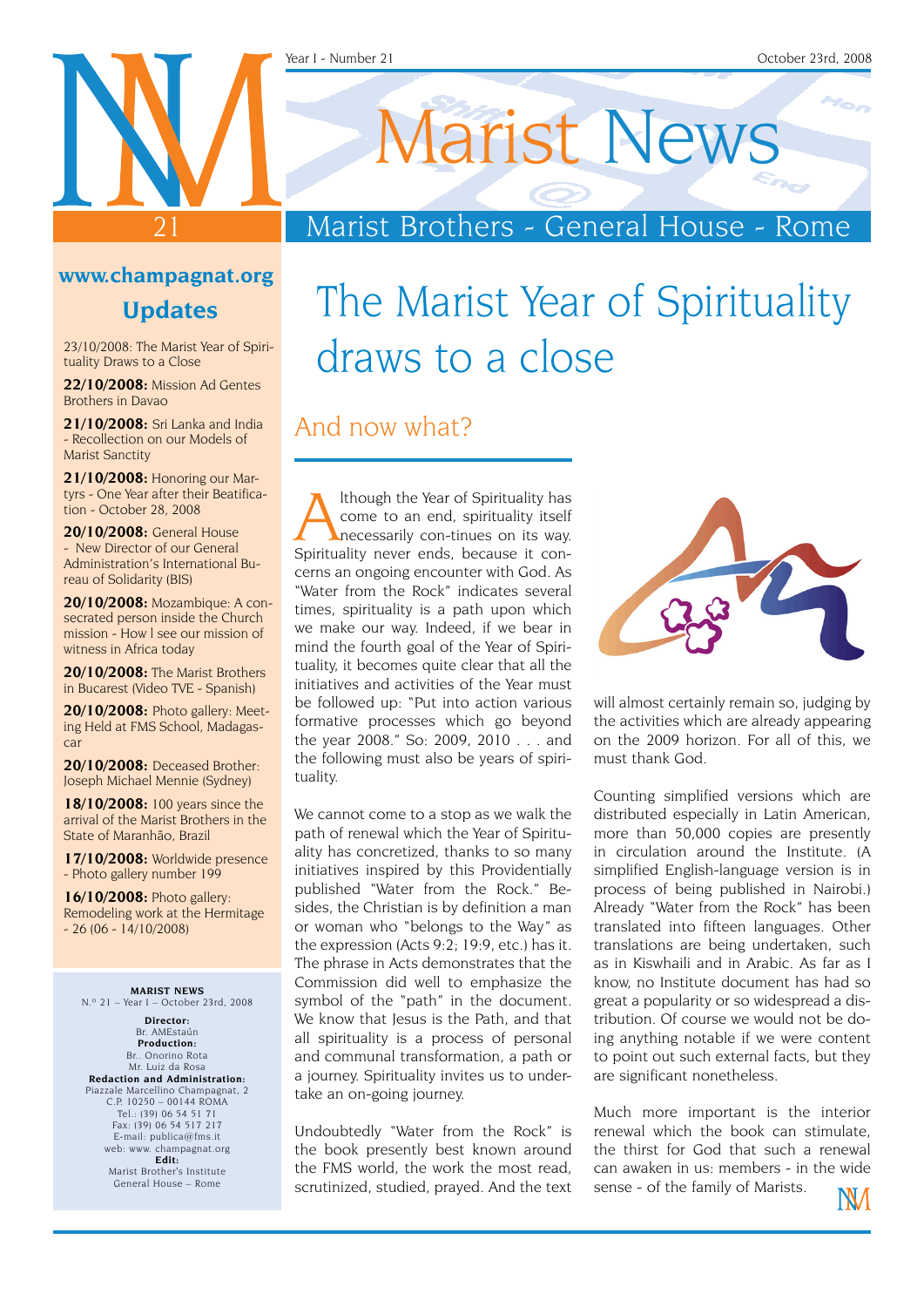# Marist News

## Marist Brothers - General House - Rome

**www.champagnat.org**

**Updates**

23/10/2008: The Marist Year of Spirituality Draws to a Close

**22/10/2008:** Mission Ad Gentes Brothers in Davao

**21/10/2008:** Sri Lanka and India - Recollection on our Models of Marist Sanctity

**21/10/2008:** Honoring our Martyrs - One Year after their Beatification - October 28, 2008

**20/10/2008:** General House - New Director of our General Administration's International Bureau of Solidarity (BIS)

**20/10/2008:** Mozambique: A consecrated person inside the Church mission - How I see our mission of witness in Africa today

**20/10/2008:** The Marist Brothers in Bucarest (Video TVE - Spanish)

**20/10/2008:** Photo gallery: Meeting Held at FMS School, Madagascar

**20/10/2008:** Deceased Brother: Joseph Michael Mennie (Sydney)

**18/10/2008:** 100 years since the arrival of the Marist Brothers in the State of Maranhão, Brazil

**17/10/2008:** Worldwide presence - Photo gallery number 199

**16/10/2008:** Photo gallery: Remodeling work at the Hermitage - 26 (06 - 14/10/2008)

**MARIST NEWS**
N.º 21 – Year I – October 23rd, 2008

**Director:**
Br. AMEstaún
**Production:**
Br.. Onorino Rota
Mr. Luiz da Rosa
**Redaction and Administration:**
Piazzale Marcellino Champagnat, 2
C.P. 10250 – 00144 ROMA
Tel.: (39) 06 54 51 71
Fax: (39) 06 54 517 217
E-mail: publica@fms.it
web: www. champagnat.org
**Edit:**
Marist Brother's Institute
General House – Rome

# The Marist Year of Spirituality draws to a close

## And now what?

Although the Year of Spirituality has come to an end, spirituality itself necessarily con-tinues on its way. Spirituality never ends, because it concerns an ongoing encounter with God. As "Water from the Rock" indicates several times, spirituality is a path upon which we make our way. Indeed, if we bear in mind the fourth goal of the Year of Spirituality, it becomes quite clear that all the initiatives and activities of the Year must be followed up: "Put into action various formative processes which go beyond the year 2008." So: 2009, 2010 . . . and the following must also be years of spirituality.

We cannot come to a stop as we walk the path of renewal which the Year of Spirituality has concretized, thanks to so many initiatives inspired by this Providentially published "Water from the Rock." Besides, the Christian is by definition a man or woman who "belongs to the Way" as the expression (Acts 9:2; 19:9, etc.) has it. The phrase in Acts demonstrates that the Commission did well to emphasize the symbol of the "path" in the document. We know that Jesus is the Path, and that all spirituality is a process of personal and communal transformation, a path or a journey. Spirituality invites us to undertake an on-going journey.

Undoubtedly "Water from the Rock" is the book presently best known around the FMS world, the work the most read, scrutinized, studied, prayed. And the text will almost certainly remain so, judging by the activities which are already appearing on the 2009 horizon. For all of this, we must thank God.

Counting simplified versions which are distributed especially in Latin American, more than 50,000 copies are presently in circulation around the Institute. (A simplified English-language version is in process of being published in Nairobi.) Already "Water from the Rock" has been translated into fifteen languages. Other translations are being undertaken, such as in Kiswhaili and in Arabic. As far as I know, no Institute document has had so great a popularity or so widespread a distribution. Of course we would not be doing anything notable if we were content to point out such external facts, but they are significant nonetheless.

Much more important is the interior renewal which the book can stimulate, the thirst for God that such a renewal can awaken in us: members - in the wide sense - of the family of Marists.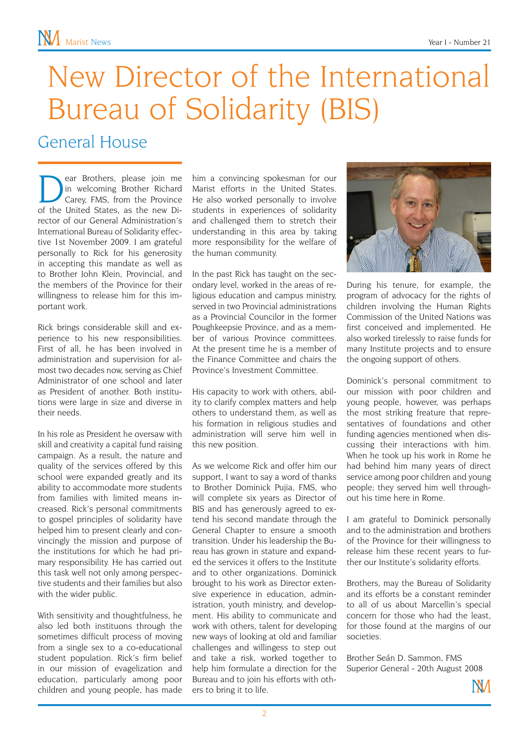# New Director of the International Bureau of Solidarity (BIS)

## General House

Dear Brothers, please join me in welcoming Brother Richard Carey, FMS, from the Province of the United States, as the new Director of our General Administration's International Bureau of Solidarity effective 1st November 2009. I am grateful personally to Rick for his generosity in accepting this mandate as well as to Brother John Klein, Provincial, and the members of the Province for their willingness to release him for this important work.

Rick brings considerable skill and experience to his new responsibilities. First of all, he has been involved in administration and supervision for almost two decades now, serving as Chief Administrator of one school and later as President of another. Both institutions were large in size and diverse in their needs.

In his role as President he oversaw with skill and creativity a capital fund raising campaign. As a result, the nature and quality of the services offered by this school were expanded greatly and its ability to accommodate more students from families with limited means increased. Rick's personal commitments to gospel principles of solidarity have helped him to present clearly and convincingly the mission and purpose of the institutions for which he had primary responsibility. He has carried out this task well not only among perspective students and their families but also with the wider public.

With sensitivity and thoughtfulness, he also led both instituons through the sometimes difficult process of moving from a single sex to a co-educational student population. Rick's firm belief in our mission of evagelization and education, particularly among poor children and young people, has made him a convincing spokesman for our Marist efforts in the United States. He also worked personally to involve students in experiences of solidarity and challenged them to stretch their understanding in this area by taking more responsibility for the welfare of the human community.

In the past Rick has taught on the secondary level, worked in the areas of religious education and campus ministry, served in two Provincial administrations as a Provincial Councilor in the former Poughkeepsie Province, and as a member of various Province committees. At the present time he is a member of the Finance Committee and chairs the Province's Investment Committee.

His capacity to work with others, ability to clarify complex matters and help others to understand them, as well as his formation in religious studies and administration will serve him well in this new position.

As we welcome Rick and offer him our support, I want to say a word of thanks to Brother Dominick Pujia, FMS, who will complete six years as Director of BIS and has generously agreed to extend his second mandate through the General Chapter to ensure a smooth transition. Under his leadership the Bureau has grown in stature and expanded the services it offers to the Institute and to other organizations. Dominick brought to his work as Director extensive experience in education, administration, youth ministry, and development. His ability to communicate and work with others, talent for developing new ways of looking at old and familiar challenges and willingess to step out and take a risk, worked together to help him formulate a direction for the Bureau and to join his efforts with others to bring it to life.

During his tenure, for example, the program of advocacy for the rights of children involving the Human Rights Commission of the United Nations was first conceived and implemented. He also worked tirelessly to raise funds for many Institute projects and to ensure the ongoing support of others.

Dominick's personal commitment to our mission with poor children and young people, however, was perhaps the most striking freature that representatives of foundations and other funding agencies mentioned when discussing their interactions with him. When he took up his work in Rome he had behind him many years of direct service among poor children and young people; they served him well throughout his time here in Rome.

I am grateful to Dominick personally and to the administration and brothers of the Province for their willingness to release him these recent years to further our Institute's solidarity efforts.

Brothers, may the Bureau of Solidarity and its efforts be a constant reminder to all of us about Marcellin's special concern for those who had the least, for those found at the margins of our societies.

Brother Seán D. Sammon, FMS
Superior General - 20th August 2008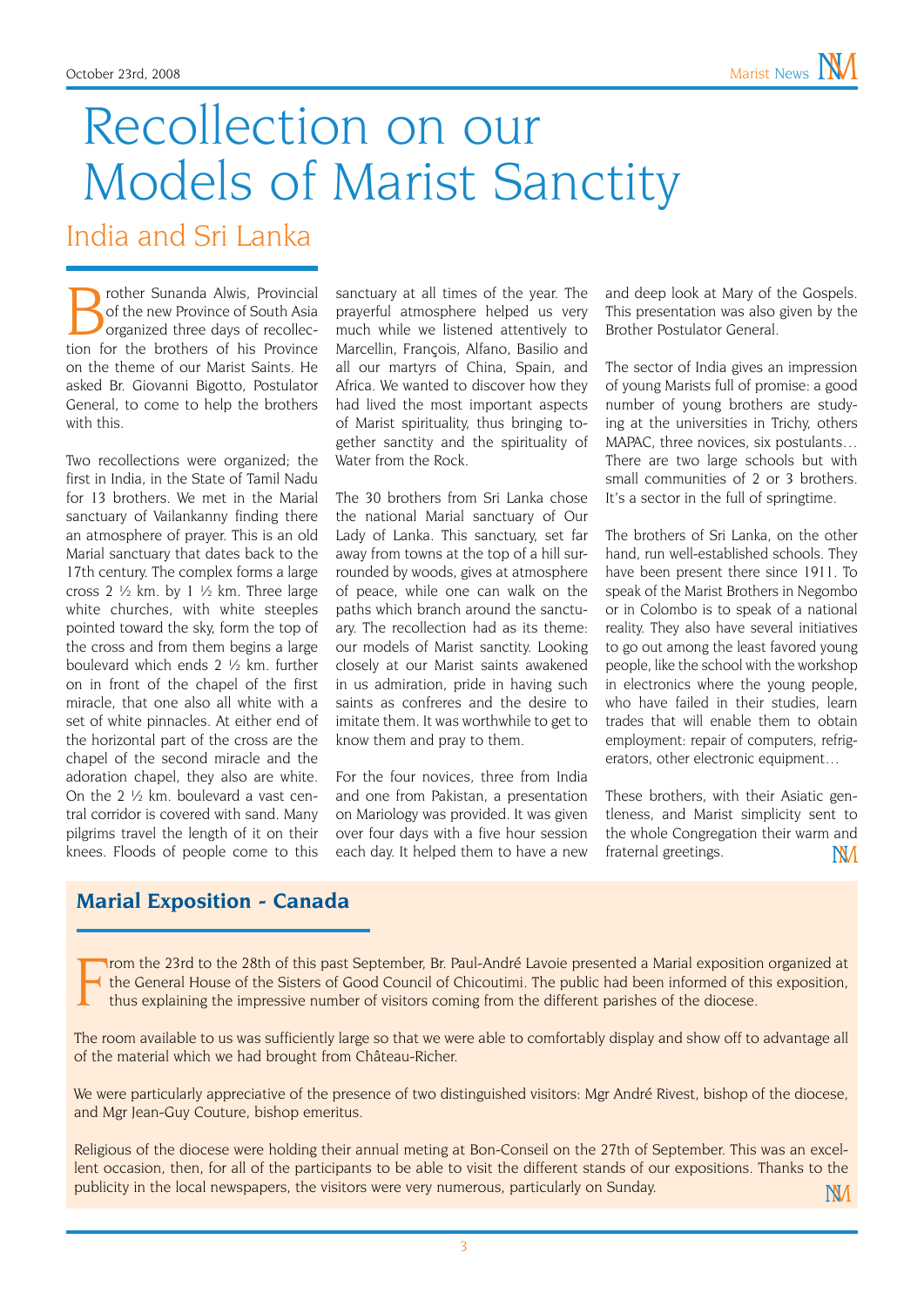# Recollection on our Models of Marist Sanctity

## India and Sri Lanka

Brother Sunanda Alwis, Provincial of the new Province of South Asia organized three days of recollection for the brothers of his Province on the theme of our Marist Saints. He asked Br. Giovanni Bigotto, Postulator General, to come to help the brothers with this.

Two recollections were organized; the first in India, in the State of Tamil Nadu for 13 brothers. We met in the Marial sanctuary of Vailankanny finding there an atmosphere of prayer. This is an old Marial sanctuary that dates back to the 17th century. The complex forms a large cross 2 ½ km. by 1 ½ km. Three large white churches, with white steeples pointed toward the sky, form the top of the cross and from them begins a large boulevard which ends 2 ½ km. further on in front of the chapel of the first miracle, that one also all white with a set of white pinnacles. At either end of the horizontal part of the cross are the chapel of the second miracle and the adoration chapel, they also are white. On the 2 ½ km. boulevard a vast central corridor is covered with sand. Many pilgrims travel the length of it on their knees. Floods of people come to this sanctuary at all times of the year. The prayerful atmosphere helped us very much while we listened attentively to Marcellin, François, Alfano, Basilio and all our martyrs of China, Spain, and Africa. We wanted to discover how they had lived the most important aspects of Marist spirituality, thus bringing together sanctity and the spirituality of Water from the Rock.

The 30 brothers from Sri Lanka chose the national Marial sanctuary of Our Lady of Lanka. This sanctuary, set far away from towns at the top of a hill surrounded by woods, gives at atmosphere of peace, while one can walk on the paths which branch around the sanctuary. The recollection had as its theme: our models of Marist sanctity. Looking closely at our Marist saints awakened in us admiration, pride in having such saints as confreres and the desire to imitate them. It was worthwhile to get to know them and pray to them.

For the four novices, three from India and one from Pakistan, a presentation on Mariology was provided. It was given over four days with a five hour session each day. It helped them to have a new and deep look at Mary of the Gospels. This presentation was also given by the Brother Postulator General.

The sector of India gives an impression of young Marists full of promise: a good number of young brothers are studying at the universities in Trichy, others MAPAC, three novices, six postulants… There are two large schools but with small communities of 2 or 3 brothers. It's a sector in the full of springtime.

The brothers of Sri Lanka, on the other hand, run well-established schools. They have been present there since 1911. To speak of the Marist Brothers in Negombo or in Colombo is to speak of a national reality. They also have several initiatives to go out among the least favored young people, like the school with the workshop in electronics where the young people, who have failed in their studies, learn trades that will enable them to obtain employment: repair of computers, refrigerators, other electronic equipment…

These brothers, with their Asiatic gentleness, and Marist simplicity sent to the whole Congregation their warm and fraternal greetings.

## Marial Exposition - Canada

From the 23rd to the 28th of this past September, Br. Paul-André Lavoie presented a Marial exposition organized at the General House of the Sisters of Good Council of Chicoutimi. The public had been informed of this exposition, thus explaining the impressive number of visitors coming from the different parishes of the diocese.

The room available to us was sufficiently large so that we were able to comfortably display and show off to advantage all of the material which we had brought from Château-Richer.

We were particularly appreciative of the presence of two distinguished visitors: Mgr André Rivest, bishop of the diocese, and Mgr Jean-Guy Couture, bishop emeritus.

Religious of the diocese were holding their annual meting at Bon-Conseil on the 27th of September. This was an excellent occasion, then, for all of the participants to be able to visit the different stands of our expositions. Thanks to the publicity in the local newspapers, the visitors were very numerous, particularly on Sunday.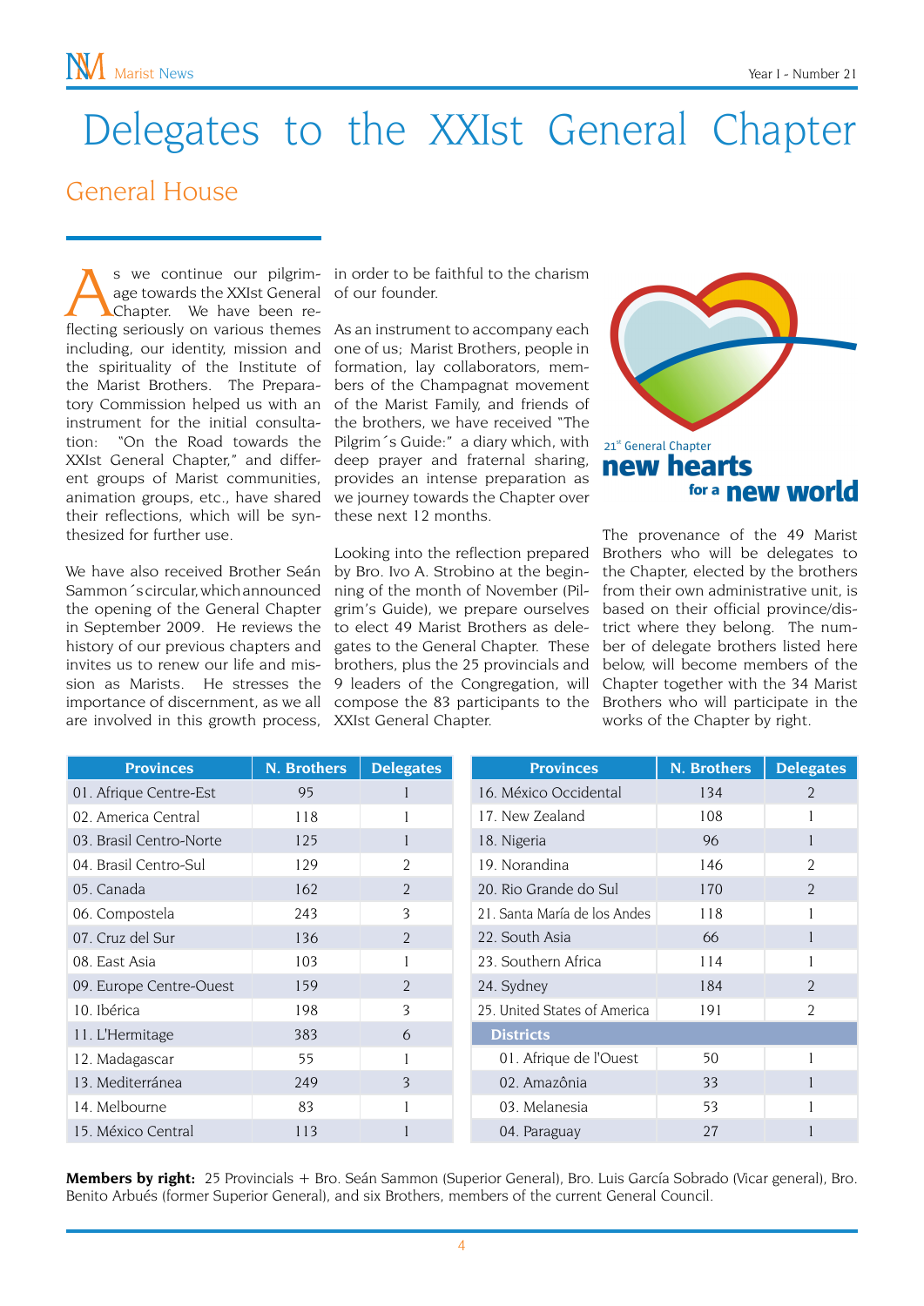# Delegates to the XXIst General Chapter

## General House

As we continue our pilgrimage towards the XXIst General Chapter. We have been reflecting seriously on various themes including, our identity, mission and the spirituality of the Institute of the Marist Brothers. The Preparatory Commission helped us with an instrument for the initial consultation: "On the Road towards the XXIst General Chapter," and different groups of Marist communities, animation groups, etc., have shared their reflections, which will be synthesized for further use.

We have also received Brother Seán Sammon´s circular, which announced the opening of the General Chapter in September 2009. He reviews the history of our previous chapters and invites us to renew our life and mission as Marists. He stresses the importance of discernment, as we all are involved in this growth process, in order to be faithful to the charism of our founder.

As an instrument to accompany each one of us; Marist Brothers, people in formation, lay collaborators, members of the Champagnat movement of the Marist Family, and friends of the brothers, we have received "The Pilgrim´s Guide:" a diary which, with deep prayer and fraternal sharing, provides an intense preparation as we journey towards the Chapter over these next 12 months.

Looking into the reflection prepared by Bro. Ivo A. Strobino at the beginning of the month of November (Pilgrim's Guide), we prepare ourselves to elect 49 Marist Brothers as delegates to the General Chapter. These brothers, plus the 25 provincials and 9 leaders of the Congregation, will compose the 83 participants to the XXIst General Chapter.

21st General Chapter
new hearts for a new world

The provenance of the 49 Marist Brothers who will be delegates to the Chapter, elected by the brothers from their own administrative unit, is based on their official province/district where they belong. The number of delegate brothers listed here below, will become members of the Chapter together with the 34 Marist Brothers who will participate in the works of the Chapter by right.

| Provinces | N. Brothers | Delegates |
|---|---|---|
| 01. Afrique Centre-Est | 95 | 1 |
| 02. America Central | 118 | 1 |
| 03. Brasil Centro-Norte | 125 | 1 |
| 04. Brasil Centro-Sul | 129 | 2 |
| 05. Canada | 162 | 2 |
| 06. Compostela | 243 | 3 |
| 07. Cruz del Sur | 136 | 2 |
| 08. East Asia | 103 | 1 |
| 09. Europe Centre-Ouest | 159 | 2 |
| 10. Ibérica | 198 | 3 |
| 11. L'Hermitage | 383 | 6 |
| 12. Madagascar | 55 | 1 |
| 13. Mediterránea | 249 | 3 |
| 14. Melbourne | 83 | 1 |
| 15. México Central | 113 | 1 |
| 16. México Occidental | 134 | 2 |
| 17. New Zealand | 108 | 1 |
| 18. Nigeria | 96 | 1 |
| 19. Norandina | 146 | 2 |
| 20. Rio Grande do Sul | 170 | 2 |
| 21. Santa María de los Andes | 118 | 1 |
| 22. South Asia | 66 | 1 |
| 23. Southern Africa | 114 | 1 |
| 24. Sydney | 184 | 2 |
| 25. United States of America | 191 | 2 |
| **Districts** | | |
| 01. Afrique de l'Ouest | 50 | 1 |
| 02. Amazônia | 33 | 1 |
| 03. Melanesia | 53 | 1 |
| 04. Paraguay | 27 | 1 |

**Members by right:** 25 Provincials + Bro. Seán Sammon (Superior General), Bro. Luis García Sobrado (Vicar general), Bro. Benito Arbués (former Superior General), and six Brothers, members of the current General Council.